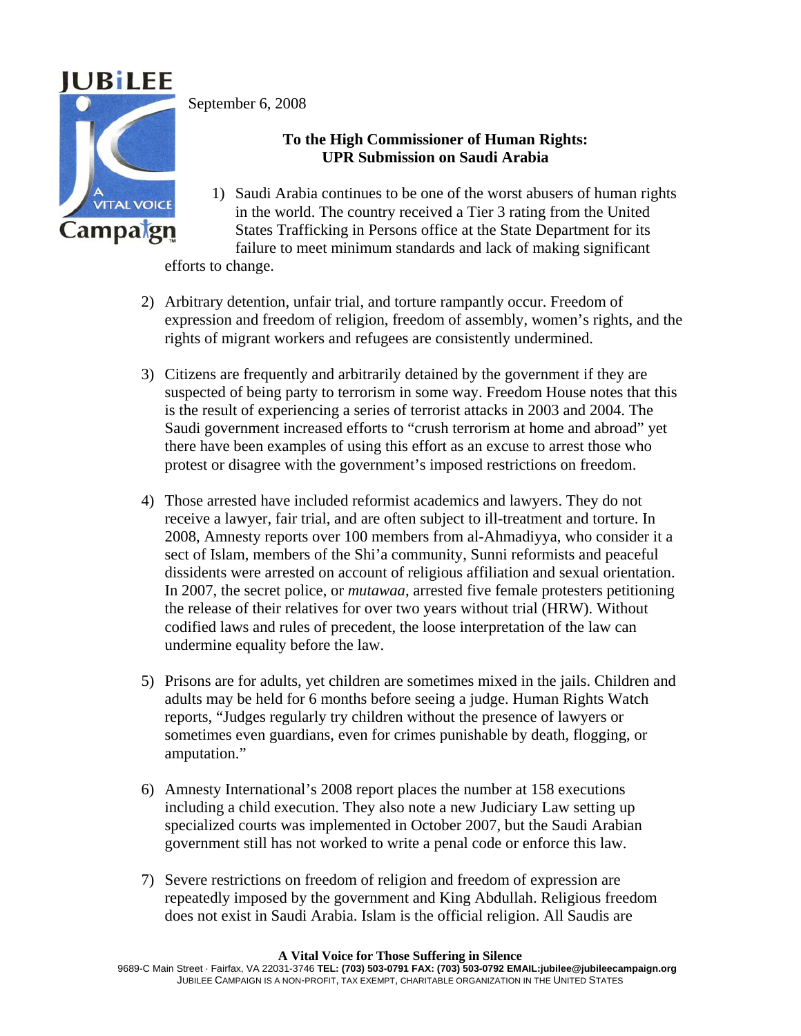September 6, 2008

**To the High Commissioner of Human Rights:**
**UPR Submission on Saudi Arabia**

1) Saudi Arabia continues to be one of the worst abusers of human rights in the world. The country received a Tier 3 rating from the United States Trafficking in Persons office at the State Department for its failure to meet minimum standards and lack of making significant efforts to change.

2) Arbitrary detention, unfair trial, and torture rampantly occur. Freedom of expression and freedom of religion, freedom of assembly, women's rights, and the rights of migrant workers and refugees are consistently undermined.

3) Citizens are frequently and arbitrarily detained by the government if they are suspected of being party to terrorism in some way. Freedom House notes that this is the result of experiencing a series of terrorist attacks in 2003 and 2004. The Saudi government increased efforts to "crush terrorism at home and abroad" yet there have been examples of using this effort as an excuse to arrest those who protest or disagree with the government's imposed restrictions on freedom.

4) Those arrested have included reformist academics and lawyers. They do not receive a lawyer, fair trial, and are often subject to ill-treatment and torture. In 2008, Amnesty reports over 100 members from al-Ahmadiyya, who consider it a sect of Islam, members of the Shi'a community, Sunni reformists and peaceful dissidents were arrested on account of religious affiliation and sexual orientation. In 2007, the secret police, or *mutawaa*, arrested five female protesters petitioning the release of their relatives for over two years without trial (HRW). Without codified laws and rules of precedent, the loose interpretation of the law can undermine equality before the law.

5) Prisons are for adults, yet children are sometimes mixed in the jails. Children and adults may be held for 6 months before seeing a judge. Human Rights Watch reports, "Judges regularly try children without the presence of lawyers or sometimes even guardians, even for crimes punishable by death, flogging, or amputation."

6) Amnesty International's 2008 report places the number at 158 executions including a child execution. They also note a new Judiciary Law setting up specialized courts was implemented in October 2007, but the Saudi Arabian government still has not worked to write a penal code or enforce this law.

7) Severe restrictions on freedom of religion and freedom of expression are repeatedly imposed by the government and King Abdullah. Religious freedom does not exist in Saudi Arabia. Islam is the official religion. All Saudis are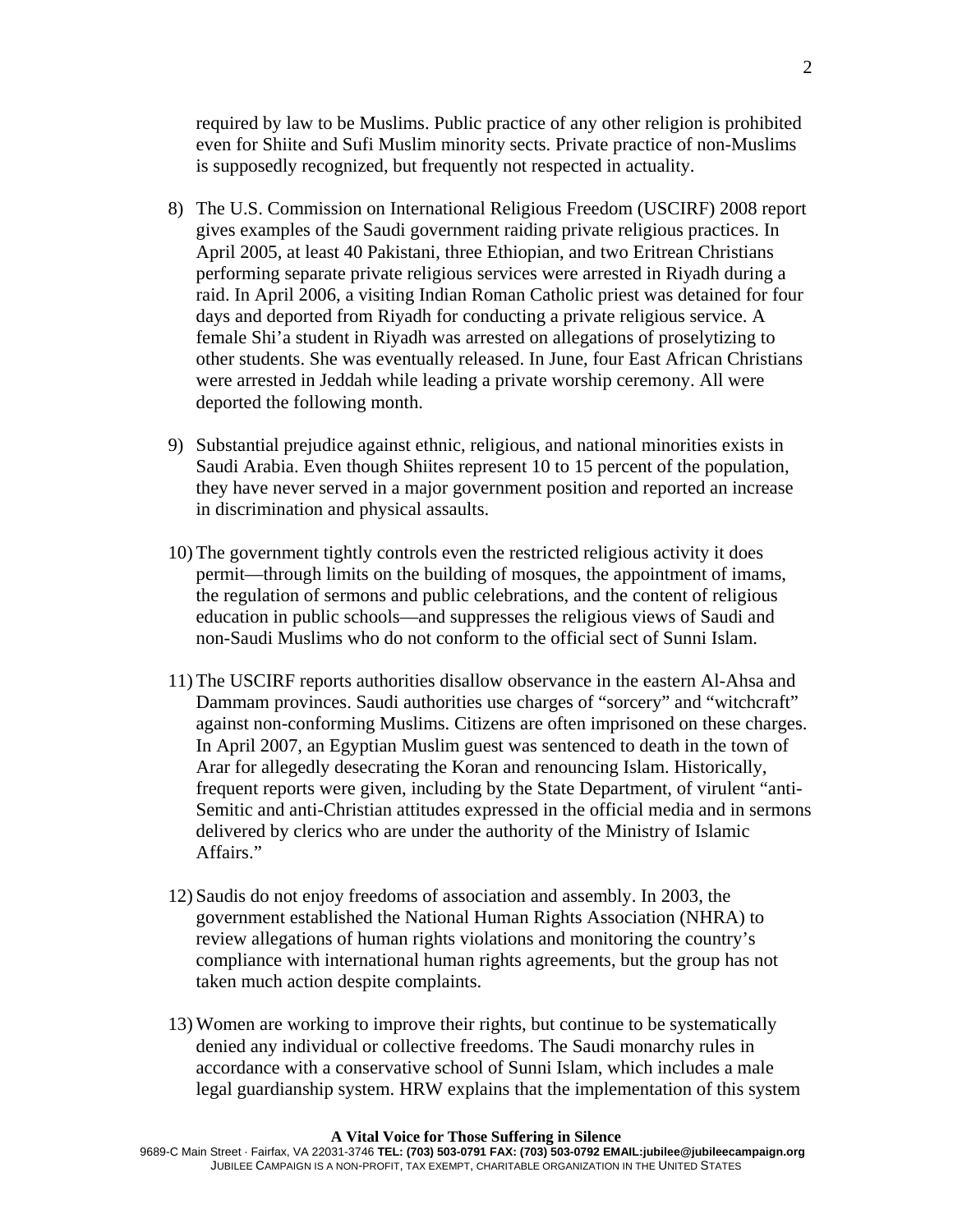required by law to be Muslims. Public practice of any other religion is prohibited even for Shiite and Sufi Muslim minority sects. Private practice of non-Muslims is supposedly recognized, but frequently not respected in actuality.

8) The U.S. Commission on International Religious Freedom (USCIRF) 2008 report gives examples of the Saudi government raiding private religious practices. In April 2005, at least 40 Pakistani, three Ethiopian, and two Eritrean Christians performing separate private religious services were arrested in Riyadh during a raid. In April 2006, a visiting Indian Roman Catholic priest was detained for four days and deported from Riyadh for conducting a private religious service. A female Shi'a student in Riyadh was arrested on allegations of proselytizing to other students. She was eventually released. In June, four East African Christians were arrested in Jeddah while leading a private worship ceremony. All were deported the following month.

9) Substantial prejudice against ethnic, religious, and national minorities exists in Saudi Arabia. Even though Shiites represent 10 to 15 percent of the population, they have never served in a major government position and reported an increase in discrimination and physical assaults.

10) The government tightly controls even the restricted religious activity it does permit—through limits on the building of mosques, the appointment of imams, the regulation of sermons and public celebrations, and the content of religious education in public schools—and suppresses the religious views of Saudi and non-Saudi Muslims who do not conform to the official sect of Sunni Islam.

11) The USCIRF reports authorities disallow observance in the eastern Al-Ahsa and Dammam provinces. Saudi authorities use charges of "sorcery" and "witchcraft" against non-conforming Muslims. Citizens are often imprisoned on these charges. In April 2007, an Egyptian Muslim guest was sentenced to death in the town of Arar for allegedly desecrating the Koran and renouncing Islam. Historically, frequent reports were given, including by the State Department, of virulent "anti-Semitic and anti-Christian attitudes expressed in the official media and in sermons delivered by clerics who are under the authority of the Ministry of Islamic Affairs."

12) Saudis do not enjoy freedoms of association and assembly. In 2003, the government established the National Human Rights Association (NHRA) to review allegations of human rights violations and monitoring the country's compliance with international human rights agreements, but the group has not taken much action despite complaints.

13) Women are working to improve their rights, but continue to be systematically denied any individual or collective freedoms. The Saudi monarchy rules in accordance with a conservative school of Sunni Islam, which includes a male legal guardianship system. HRW explains that the implementation of this system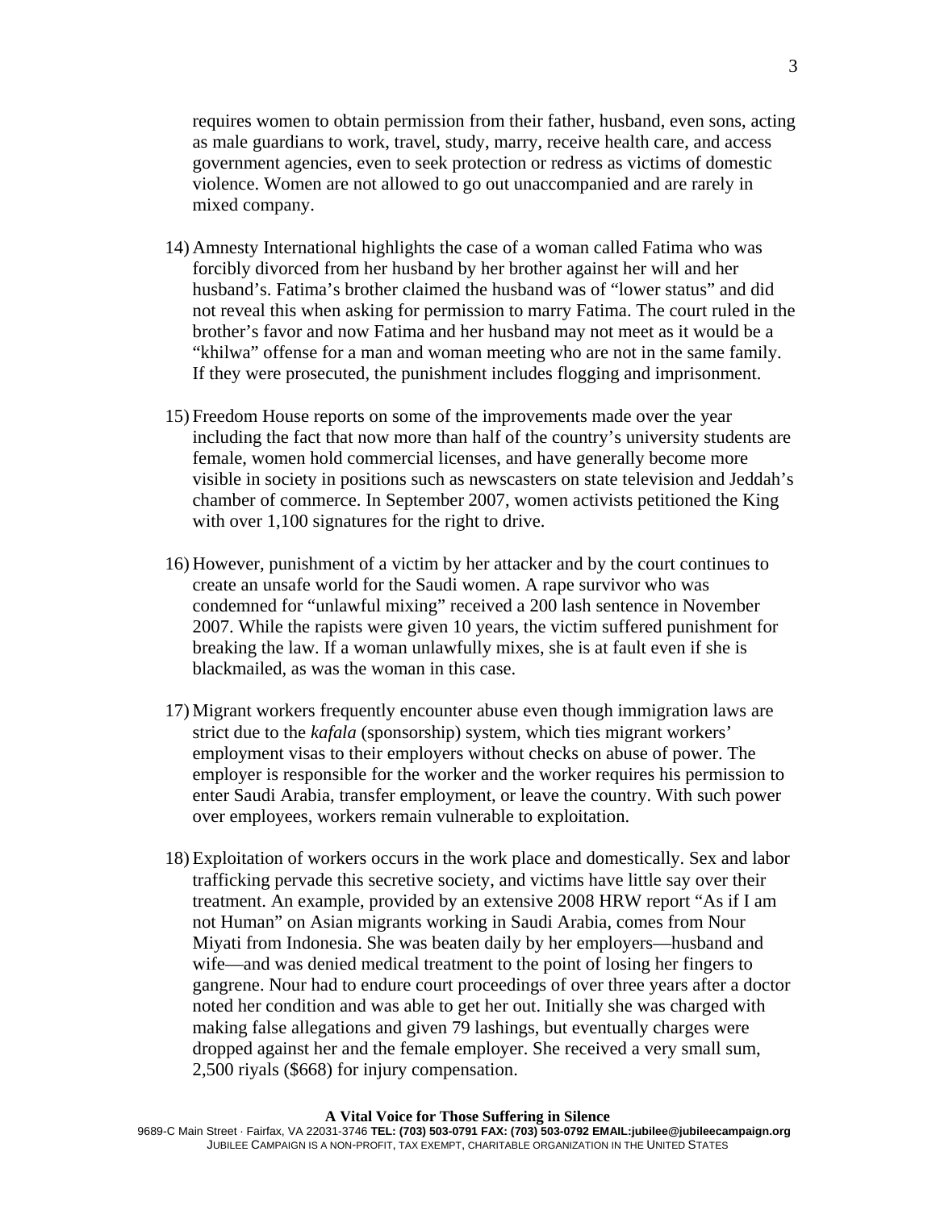requires women to obtain permission from their father, husband, even sons, acting as male guardians to work, travel, study, marry, receive health care, and access government agencies, even to seek protection or redress as victims of domestic violence. Women are not allowed to go out unaccompanied and are rarely in mixed company.

14) Amnesty International highlights the case of a woman called Fatima who was forcibly divorced from her husband by her brother against her will and her husband's. Fatima's brother claimed the husband was of "lower status" and did not reveal this when asking for permission to marry Fatima. The court ruled in the brother's favor and now Fatima and her husband may not meet as it would be a "khilwa" offense for a man and woman meeting who are not in the same family. If they were prosecuted, the punishment includes flogging and imprisonment.

15) Freedom House reports on some of the improvements made over the year including the fact that now more than half of the country's university students are female, women hold commercial licenses, and have generally become more visible in society in positions such as newscasters on state television and Jeddah's chamber of commerce. In September 2007, women activists petitioned the King with over 1,100 signatures for the right to drive.

16) However, punishment of a victim by her attacker and by the court continues to create an unsafe world for the Saudi women. A rape survivor who was condemned for "unlawful mixing" received a 200 lash sentence in November 2007. While the rapists were given 10 years, the victim suffered punishment for breaking the law. If a woman unlawfully mixes, she is at fault even if she is blackmailed, as was the woman in this case.

17) Migrant workers frequently encounter abuse even though immigration laws are strict due to the *kafala* (sponsorship) system, which ties migrant workers' employment visas to their employers without checks on abuse of power. The employer is responsible for the worker and the worker requires his permission to enter Saudi Arabia, transfer employment, or leave the country. With such power over employees, workers remain vulnerable to exploitation.

18) Exploitation of workers occurs in the work place and domestically. Sex and labor trafficking pervade this secretive society, and victims have little say over their treatment. An example, provided by an extensive 2008 HRW report "As if I am not Human" on Asian migrants working in Saudi Arabia, comes from Nour Miyati from Indonesia. She was beaten daily by her employers—husband and wife—and was denied medical treatment to the point of losing her fingers to gangrene. Nour had to endure court proceedings of over three years after a doctor noted her condition and was able to get her out. Initially she was charged with making false allegations and given 79 lashings, but eventually charges were dropped against her and the female employer. She received a very small sum, 2,500 riyals ($668) for injury compensation.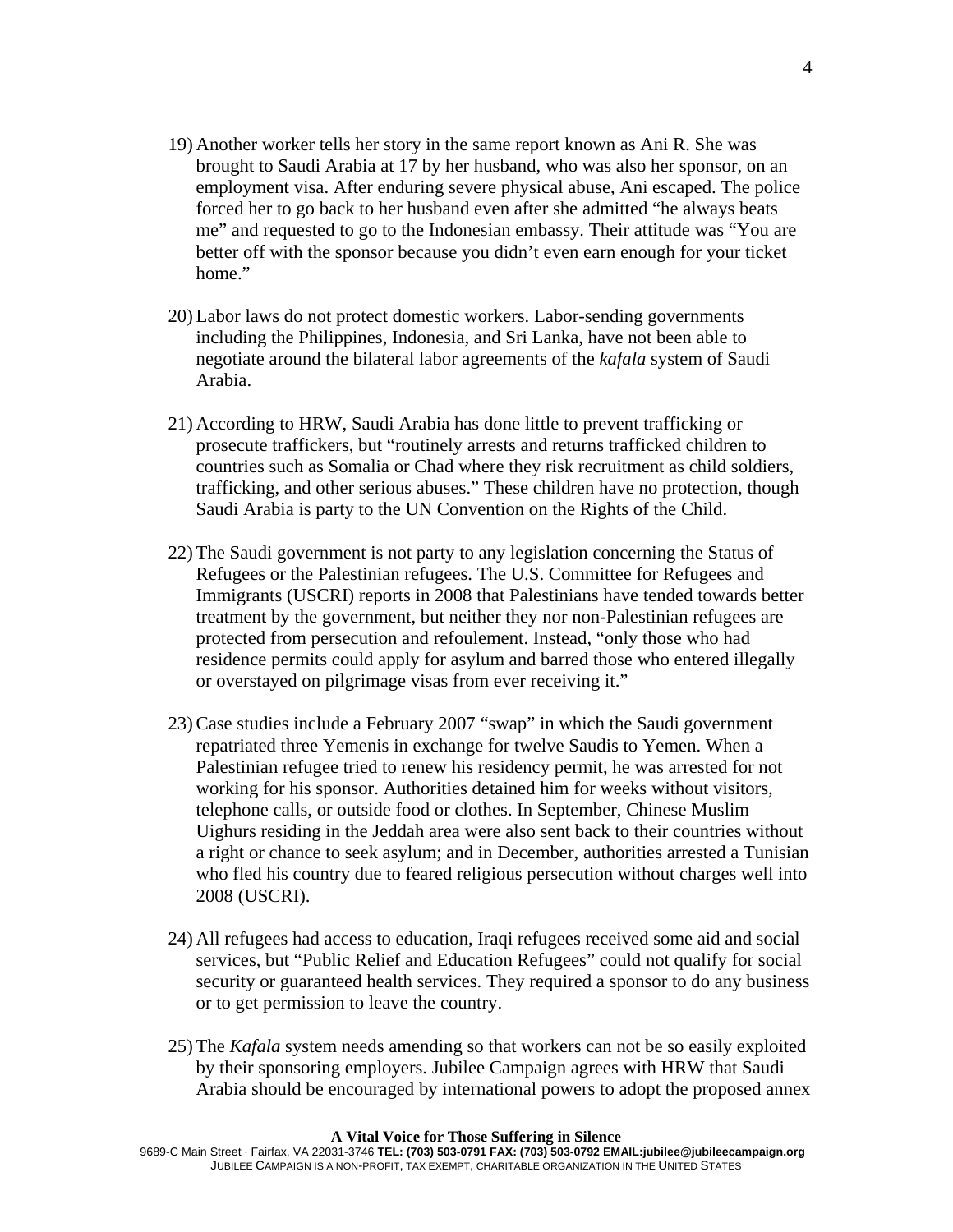19) Another worker tells her story in the same report known as Ani R. She was brought to Saudi Arabia at 17 by her husband, who was also her sponsor, on an employment visa. After enduring severe physical abuse, Ani escaped. The police forced her to go back to her husband even after she admitted "he always beats me" and requested to go to the Indonesian embassy. Their attitude was "You are better off with the sponsor because you didn't even earn enough for your ticket home."

20) Labor laws do not protect domestic workers. Labor-sending governments including the Philippines, Indonesia, and Sri Lanka, have not been able to negotiate around the bilateral labor agreements of the *kafala* system of Saudi Arabia.

21) According to HRW, Saudi Arabia has done little to prevent trafficking or prosecute traffickers, but "routinely arrests and returns trafficked children to countries such as Somalia or Chad where they risk recruitment as child soldiers, trafficking, and other serious abuses." These children have no protection, though Saudi Arabia is party to the UN Convention on the Rights of the Child.

22) The Saudi government is not party to any legislation concerning the Status of Refugees or the Palestinian refugees. The U.S. Committee for Refugees and Immigrants (USCRI) reports in 2008 that Palestinians have tended towards better treatment by the government, but neither they nor non-Palestinian refugees are protected from persecution and refoulement. Instead, "only those who had residence permits could apply for asylum and barred those who entered illegally or overstayed on pilgrimage visas from ever receiving it."

23) Case studies include a February 2007 "swap" in which the Saudi government repatriated three Yemenis in exchange for twelve Saudis to Yemen. When a Palestinian refugee tried to renew his residency permit, he was arrested for not working for his sponsor. Authorities detained him for weeks without visitors, telephone calls, or outside food or clothes. In September, Chinese Muslim Uighurs residing in the Jeddah area were also sent back to their countries without a right or chance to seek asylum; and in December, authorities arrested a Tunisian who fled his country due to feared religious persecution without charges well into 2008 (USCRI).

24) All refugees had access to education, Iraqi refugees received some aid and social services, but "Public Relief and Education Refugees" could not qualify for social security or guaranteed health services. They required a sponsor to do any business or to get permission to leave the country.

25) The *Kafala* system needs amending so that workers can not be so easily exploited by their sponsoring employers. Jubilee Campaign agrees with HRW that Saudi Arabia should be encouraged by international powers to adopt the proposed annex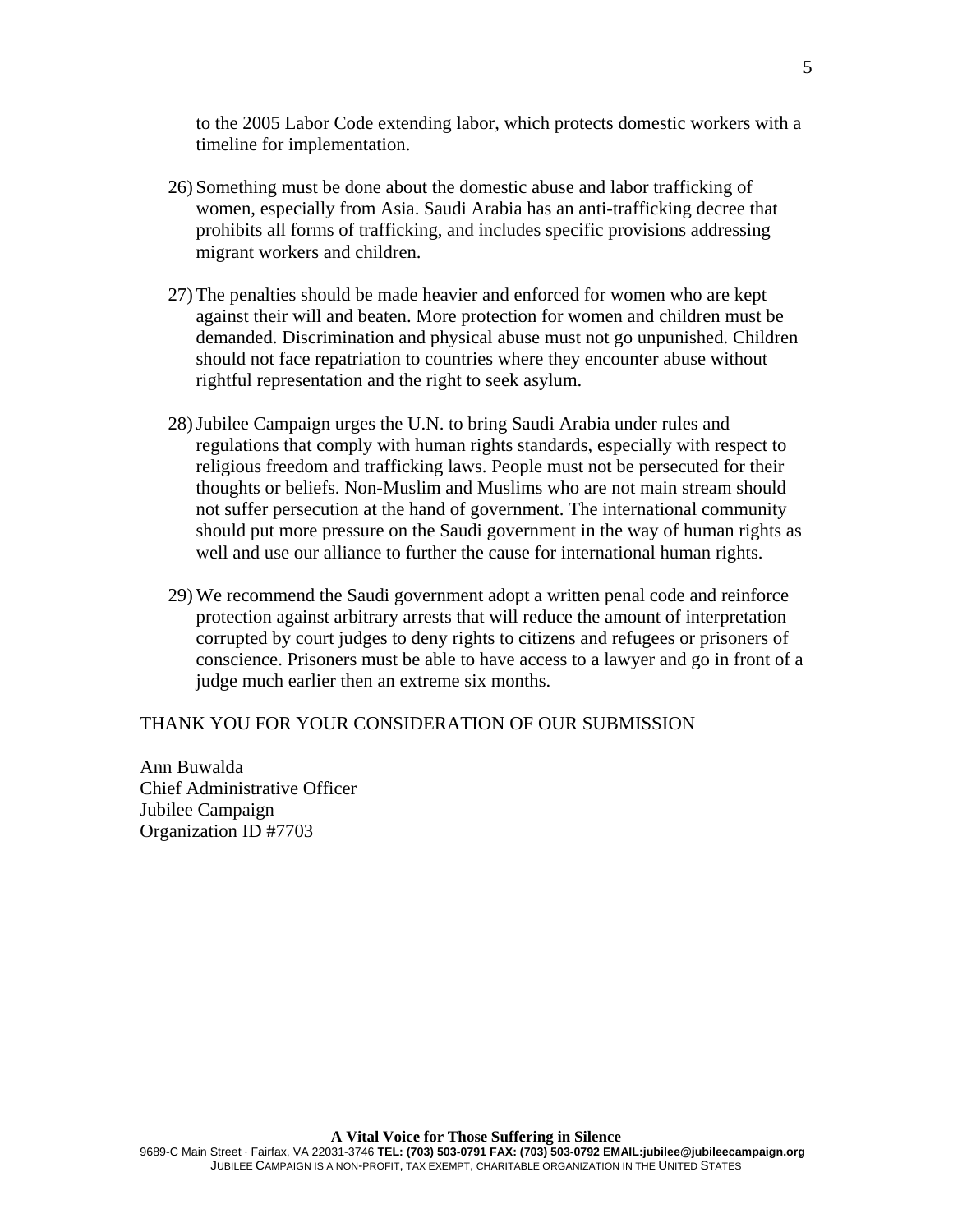to the 2005 Labor Code extending labor, which protects domestic workers with a timeline for implementation.

26) Something must be done about the domestic abuse and labor trafficking of women, especially from Asia. Saudi Arabia has an anti-trafficking decree that prohibits all forms of trafficking, and includes specific provisions addressing migrant workers and children.

27) The penalties should be made heavier and enforced for women who are kept against their will and beaten. More protection for women and children must be demanded. Discrimination and physical abuse must not go unpunished. Children should not face repatriation to countries where they encounter abuse without rightful representation and the right to seek asylum.

28) Jubilee Campaign urges the U.N. to bring Saudi Arabia under rules and regulations that comply with human rights standards, especially with respect to religious freedom and trafficking laws. People must not be persecuted for their thoughts or beliefs. Non-Muslim and Muslims who are not main stream should not suffer persecution at the hand of government. The international community should put more pressure on the Saudi government in the way of human rights as well and use our alliance to further the cause for international human rights.

29) We recommend the Saudi government adopt a written penal code and reinforce protection against arbitrary arrests that will reduce the amount of interpretation corrupted by court judges to deny rights to citizens and refugees or prisoners of conscience. Prisoners must be able to have access to a lawyer and go in front of a judge much earlier then an extreme six months.

THANK YOU FOR YOUR CONSIDERATION OF OUR SUBMISSION

Ann Buwalda
Chief Administrative Officer
Jubilee Campaign
Organization ID #7703